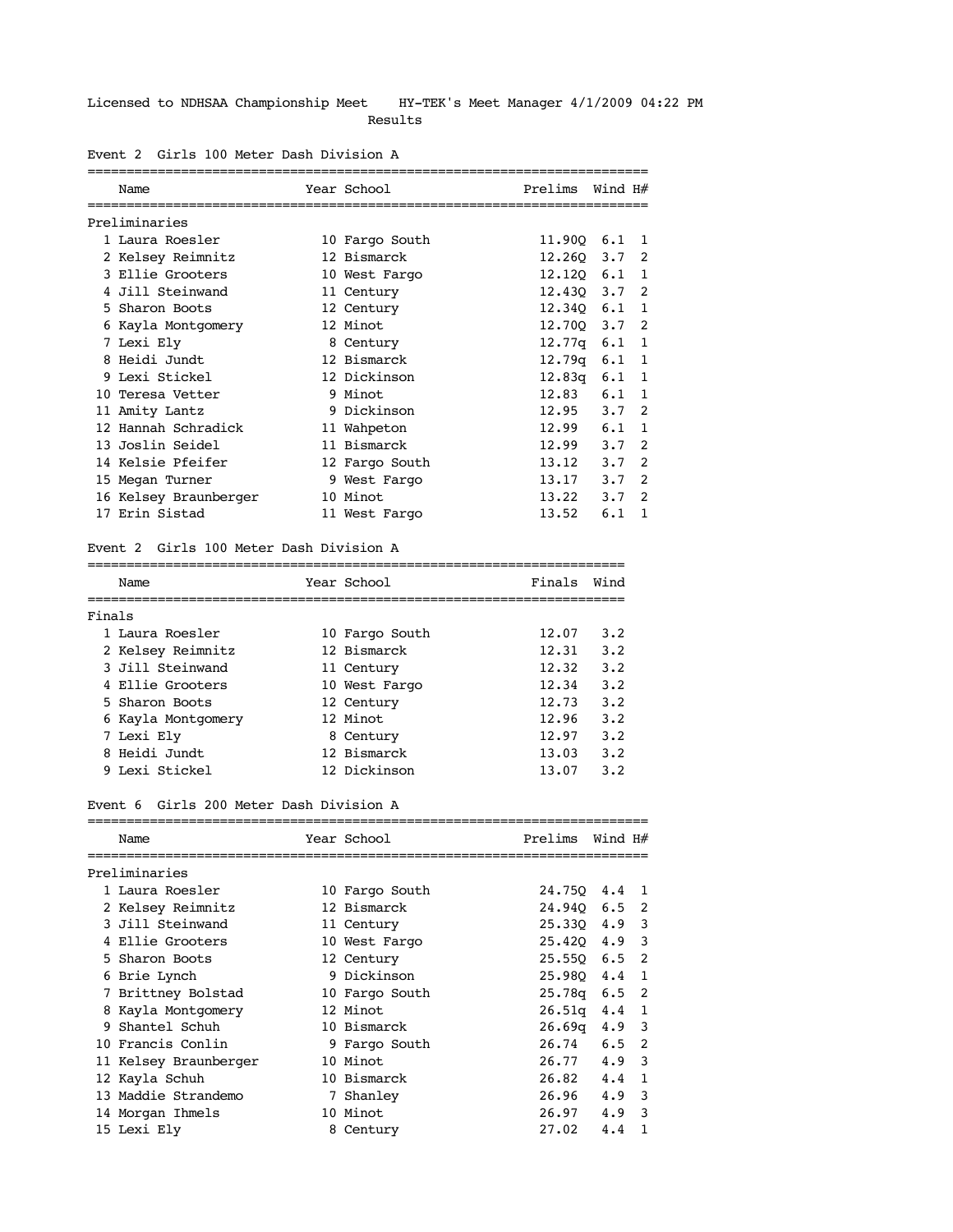Licensed to NDHSAA Championship Meet    HY-TEK's Meet Manager 4/1/2009 04:22 PM

Results

## Event 2 Girls 100 Meter Dash Division A

### Preliminaries

| | Name | Year | School | Prelims | Wind | H# |
|---|---|---|---|---|---|---|
| 1 | Laura Roesler | 10 | Fargo South | 11.90Q | 6.1 | 1 |
| 2 | Kelsey Reimnitz | 12 | Bismarck | 12.26Q | 3.7 | 2 |
| 3 | Ellie Grooters | 10 | West Fargo | 12.12Q | 6.1 | 1 |
| 4 | Jill Steinwand | 11 | Century | 12.43Q | 3.7 | 2 |
| 5 | Sharon Boots | 12 | Century | 12.34Q | 6.1 | 1 |
| 6 | Kayla Montgomery | 12 | Minot | 12.70Q | 3.7 | 2 |
| 7 | Lexi Ely | 8 | Century | 12.77q | 6.1 | 1 |
| 8 | Heidi Jundt | 12 | Bismarck | 12.79q | 6.1 | 1 |
| 9 | Lexi Stickel | 12 | Dickinson | 12.83q | 6.1 | 1 |
| 10 | Teresa Vetter | 9 | Minot | 12.83 | 6.1 | 1 |
| 11 | Amity Lantz | 9 | Dickinson | 12.95 | 3.7 | 2 |
| 12 | Hannah Schradick | 11 | Wahpeton | 12.99 | 6.1 | 1 |
| 13 | Joslin Seidel | 11 | Bismarck | 12.99 | 3.7 | 2 |
| 14 | Kelsie Pfeifer | 12 | Fargo South | 13.12 | 3.7 | 2 |
| 15 | Megan Turner | 9 | West Fargo | 13.17 | 3.7 | 2 |
| 16 | Kelsey Braunberger | 10 | Minot | 13.22 | 3.7 | 2 |
| 17 | Erin Sistad | 11 | West Fargo | 13.52 | 6.1 | 1 |

## Event 2 Girls 100 Meter Dash Division A

### Finals

| | Name | Year | School | Finals | Wind |
|---|---|---|---|---|---|
| 1 | Laura Roesler | 10 | Fargo South | 12.07 | 3.2 |
| 2 | Kelsey Reimnitz | 12 | Bismarck | 12.31 | 3.2 |
| 3 | Jill Steinwand | 11 | Century | 12.32 | 3.2 |
| 4 | Ellie Grooters | 10 | West Fargo | 12.34 | 3.2 |
| 5 | Sharon Boots | 12 | Century | 12.73 | 3.2 |
| 6 | Kayla Montgomery | 12 | Minot | 12.96 | 3.2 |
| 7 | Lexi Ely | 8 | Century | 12.97 | 3.2 |
| 8 | Heidi Jundt | 12 | Bismarck | 13.03 | 3.2 |
| 9 | Lexi Stickel | 12 | Dickinson | 13.07 | 3.2 |

## Event 6 Girls 200 Meter Dash Division A

### Preliminaries

| | Name | Year | School | Prelims | Wind | H# |
|---|---|---|---|---|---|---|
| 1 | Laura Roesler | 10 | Fargo South | 24.75Q | 4.4 | 1 |
| 2 | Kelsey Reimnitz | 12 | Bismarck | 24.94Q | 6.5 | 2 |
| 3 | Jill Steinwand | 11 | Century | 25.33Q | 4.9 | 3 |
| 4 | Ellie Grooters | 10 | West Fargo | 25.42Q | 4.9 | 3 |
| 5 | Sharon Boots | 12 | Century | 25.55Q | 6.5 | 2 |
| 6 | Brie Lynch | 9 | Dickinson | 25.98Q | 4.4 | 1 |
| 7 | Brittney Bolstad | 10 | Fargo South | 25.78q | 6.5 | 2 |
| 8 | Kayla Montgomery | 12 | Minot | 26.51q | 4.4 | 1 |
| 9 | Shantel Schuh | 10 | Bismarck | 26.69q | 4.9 | 3 |
| 10 | Francis Conlin | 9 | Fargo South | 26.74 | 6.5 | 2 |
| 11 | Kelsey Braunberger | 10 | Minot | 26.77 | 4.9 | 3 |
| 12 | Kayla Schuh | 10 | Bismarck | 26.82 | 4.4 | 1 |
| 13 | Maddie Strandemo | 7 | Shanley | 26.96 | 4.9 | 3 |
| 14 | Morgan Ihmels | 10 | Minot | 26.97 | 4.9 | 3 |
| 15 | Lexi Ely | 8 | Century | 27.02 | 4.4 | 1 |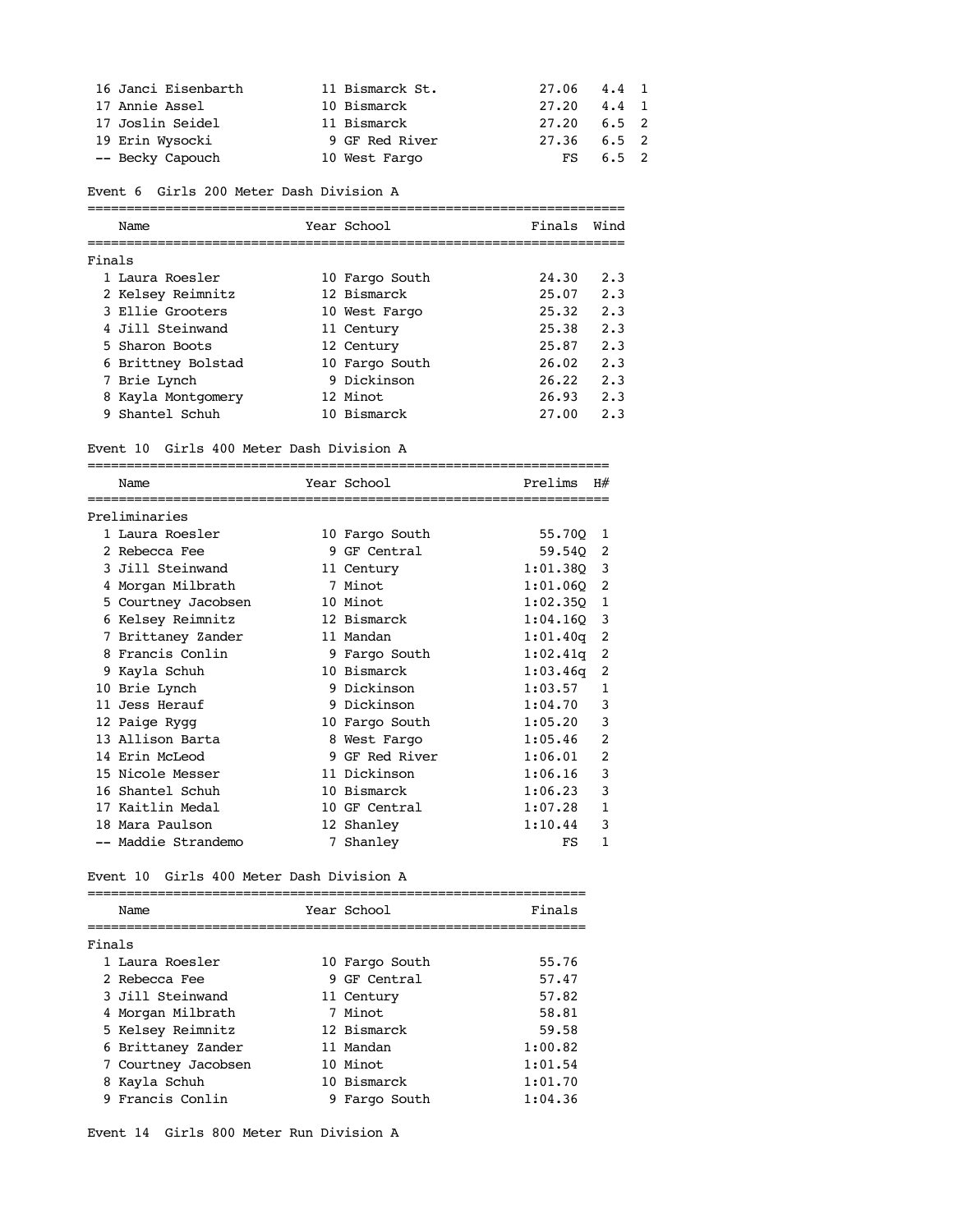| Place | Name | Year | School | Prelims | Wind | H# |
|---|---|---|---|---|---|---|
| 16 | Janci Eisenbarth | 11 | Bismarck St. | 27.06 | 4.4 | 1 |
| 17 | Annie Assel | 10 | Bismarck | 27.20 | 4.4 | 1 |
| 17 | Joslin Seidel | 11 | Bismarck | 27.20 | 6.5 | 2 |
| 19 | Erin Wysocki | 9 | GF Red River | 27.36 | 6.5 | 2 |
| -- | Becky Capouch | 10 | West Fargo | FS | 6.5 | 2 |

## Event 6  Girls 200 Meter Dash Division A

Finals

| Place | Name | Year | School | Finals | Wind |
|---|---|---|---|---|---|
| 1 | Laura Roesler | 10 | Fargo South | 24.30 | 2.3 |
| 2 | Kelsey Reimnitz | 12 | Bismarck | 25.07 | 2.3 |
| 3 | Ellie Grooters | 10 | West Fargo | 25.32 | 2.3 |
| 4 | Jill Steinwand | 11 | Century | 25.38 | 2.3 |
| 5 | Sharon Boots | 12 | Century | 25.87 | 2.3 |
| 6 | Brittney Bolstad | 10 | Fargo South | 26.02 | 2.3 |
| 7 | Brie Lynch | 9 | Dickinson | 26.22 | 2.3 |
| 8 | Kayla Montgomery | 12 | Minot | 26.93 | 2.3 |
| 9 | Shantel Schuh | 10 | Bismarck | 27.00 | 2.3 |

## Event 10  Girls 400 Meter Dash Division A

Preliminaries

| Place | Name | Year | School | Prelims | H# |
|---|---|---|---|---|---|
| 1 | Laura Roesler | 10 | Fargo South | 55.70Q | 1 |
| 2 | Rebecca Fee | 9 | GF Central | 59.54Q | 2 |
| 3 | Jill Steinwand | 11 | Century | 1:01.38Q | 3 |
| 4 | Morgan Milbrath | 7 | Minot | 1:01.06Q | 2 |
| 5 | Courtney Jacobsen | 10 | Minot | 1:02.35Q | 1 |
| 6 | Kelsey Reimnitz | 12 | Bismarck | 1:04.16Q | 3 |
| 7 | Brittaney Zander | 11 | Mandan | 1:01.40q | 2 |
| 8 | Francis Conlin | 9 | Fargo South | 1:02.41q | 2 |
| 9 | Kayla Schuh | 10 | Bismarck | 1:03.46q | 2 |
| 10 | Brie Lynch | 9 | Dickinson | 1:03.57 | 1 |
| 11 | Jess Herauf | 9 | Dickinson | 1:04.70 | 3 |
| 12 | Paige Rygg | 10 | Fargo South | 1:05.20 | 3 |
| 13 | Allison Barta | 8 | West Fargo | 1:05.46 | 2 |
| 14 | Erin McLeod | 9 | GF Red River | 1:06.01 | 2 |
| 15 | Nicole Messer | 11 | Dickinson | 1:06.16 | 3 |
| 16 | Shantel Schuh | 10 | Bismarck | 1:06.23 | 3 |
| 17 | Kaitlin Medal | 10 | GF Central | 1:07.28 | 1 |
| 18 | Mara Paulson | 12 | Shanley | 1:10.44 | 3 |
| -- | Maddie Strandemo | 7 | Shanley | FS | 1 |

## Event 10  Girls 400 Meter Dash Division A

Finals

| Place | Name | Year | School | Finals |
|---|---|---|---|---|
| 1 | Laura Roesler | 10 | Fargo South | 55.76 |
| 2 | Rebecca Fee | 9 | GF Central | 57.47 |
| 3 | Jill Steinwand | 11 | Century | 57.82 |
| 4 | Morgan Milbrath | 7 | Minot | 58.81 |
| 5 | Kelsey Reimnitz | 12 | Bismarck | 59.58 |
| 6 | Brittaney Zander | 11 | Mandan | 1:00.82 |
| 7 | Courtney Jacobsen | 10 | Minot | 1:01.54 |
| 8 | Kayla Schuh | 10 | Bismarck | 1:01.70 |
| 9 | Francis Conlin | 9 | Fargo South | 1:04.36 |

## Event 14  Girls 800 Meter Run Division A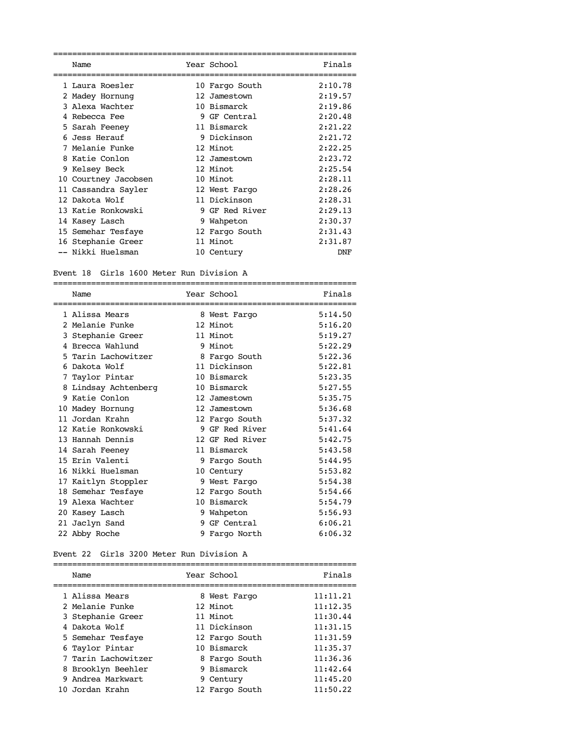| | Name | Year | School | Finals |
|---|---|---|---|---|
| 1 | Laura Roesler | 10 | Fargo South | 2:10.78 |
| 2 | Madey Hornung | 12 | Jamestown | 2:19.57 |
| 3 | Alexa Wachter | 10 | Bismarck | 2:19.86 |
| 4 | Rebecca Fee | 9 | GF Central | 2:20.48 |
| 5 | Sarah Feeney | 11 | Bismarck | 2:21.22 |
| 6 | Jess Herauf | 9 | Dickinson | 2:21.72 |
| 7 | Melanie Funke | 12 | Minot | 2:22.25 |
| 8 | Katie Conlon | 12 | Jamestown | 2:23.72 |
| 9 | Kelsey Beck | 12 | Minot | 2:25.54 |
| 10 | Courtney Jacobsen | 10 | Minot | 2:28.11 |
| 11 | Cassandra Sayler | 12 | West Fargo | 2:28.26 |
| 12 | Dakota Wolf | 11 | Dickinson | 2:28.31 |
| 13 | Katie Ronkowski | 9 | GF Red River | 2:29.13 |
| 14 | Kasey Lasch | 9 | Wahpeton | 2:30.37 |
| 15 | Semehar Tesfaye | 12 | Fargo South | 2:31.43 |
| 16 | Stephanie Greer | 11 | Minot | 2:31.87 |
| -- | Nikki Huelsman | 10 | Century | DNF |

Event 18 Girls 1600 Meter Run Division A

| | Name | Year | School | Finals |
|---|---|---|---|---|
| 1 | Alissa Mears | 8 | West Fargo | 5:14.50 |
| 2 | Melanie Funke | 12 | Minot | 5:16.20 |
| 3 | Stephanie Greer | 11 | Minot | 5:19.27 |
| 4 | Brecca Wahlund | 9 | Minot | 5:22.29 |
| 5 | Tarin Lachowitzer | 8 | Fargo South | 5:22.36 |
| 6 | Dakota Wolf | 11 | Dickinson | 5:22.81 |
| 7 | Taylor Pintar | 10 | Bismarck | 5:23.35 |
| 8 | Lindsay Achtenberg | 10 | Bismarck | 5:27.55 |
| 9 | Katie Conlon | 12 | Jamestown | 5:35.75 |
| 10 | Madey Hornung | 12 | Jamestown | 5:36.68 |
| 11 | Jordan Krahn | 12 | Fargo South | 5:37.32 |
| 12 | Katie Ronkowski | 9 | GF Red River | 5:41.64 |
| 13 | Hannah Dennis | 12 | GF Red River | 5:42.75 |
| 14 | Sarah Feeney | 11 | Bismarck | 5:43.58 |
| 15 | Erin Valenti | 9 | Fargo South | 5:44.95 |
| 16 | Nikki Huelsman | 10 | Century | 5:53.82 |
| 17 | Kaitlyn Stoppler | 9 | West Fargo | 5:54.38 |
| 18 | Semehar Tesfaye | 12 | Fargo South | 5:54.66 |
| 19 | Alexa Wachter | 10 | Bismarck | 5:54.79 |
| 20 | Kasey Lasch | 9 | Wahpeton | 5:56.93 |
| 21 | Jaclyn Sand | 9 | GF Central | 6:06.21 |
| 22 | Abby Roche | 9 | Fargo North | 6:06.32 |

Event 22 Girls 3200 Meter Run Division A

| | Name | Year | School | Finals |
|---|---|---|---|---|
| 1 | Alissa Mears | 8 | West Fargo | 11:11.21 |
| 2 | Melanie Funke | 12 | Minot | 11:12.35 |
| 3 | Stephanie Greer | 11 | Minot | 11:30.44 |
| 4 | Dakota Wolf | 11 | Dickinson | 11:31.15 |
| 5 | Semehar Tesfaye | 12 | Fargo South | 11:31.59 |
| 6 | Taylor Pintar | 10 | Bismarck | 11:35.37 |
| 7 | Tarin Lachowitzer | 8 | Fargo South | 11:36.36 |
| 8 | Brooklyn Beehler | 9 | Bismarck | 11:42.64 |
| 9 | Andrea Markwart | 9 | Century | 11:45.20 |
| 10 | Jordan Krahn | 12 | Fargo South | 11:50.22 |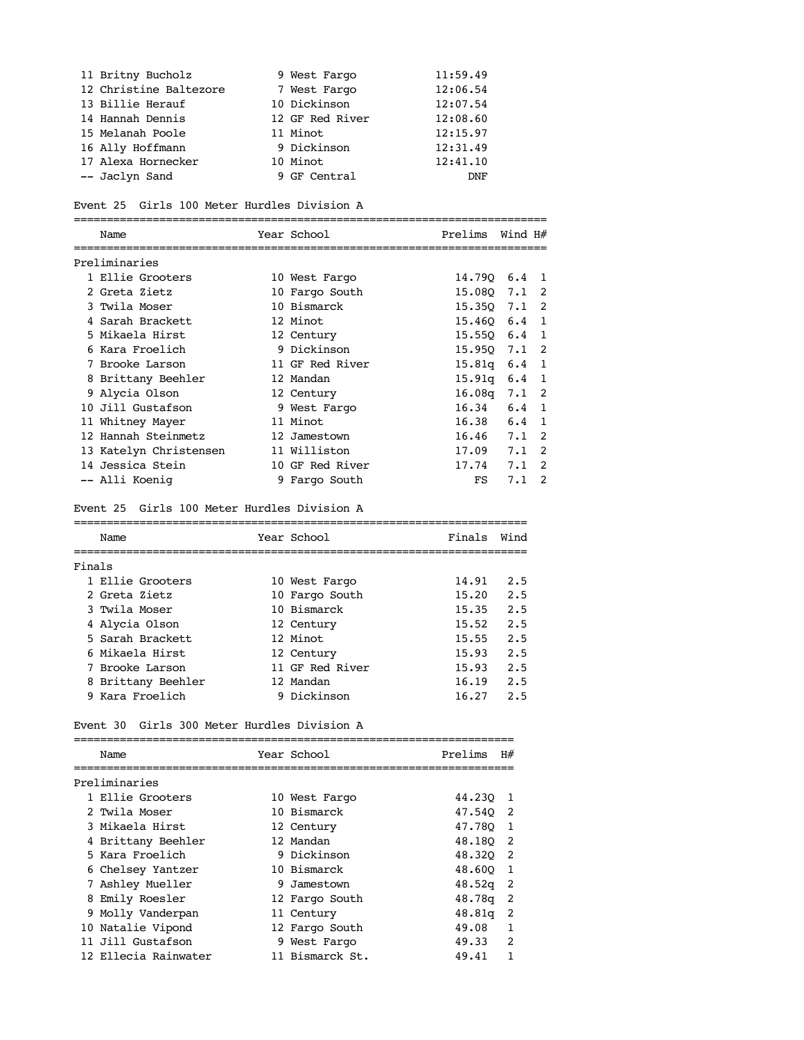| Place | Name | Year | School | Finals |
|---|---|---|---|---|
| 11 | Britny Bucholz | 9 | West Fargo | 11:59.49 |
| 12 | Christine Baltezore | 7 | West Fargo | 12:06.54 |
| 13 | Billie Herauf | 10 | Dickinson | 12:07.54 |
| 14 | Hannah Dennis | 12 | GF Red River | 12:08.60 |
| 15 | Melanah Poole | 11 | Minot | 12:15.97 |
| 16 | Ally Hoffmann | 9 | Dickinson | 12:31.49 |
| 17 | Alexa Hornecker | 10 | Minot | 12:41.10 |
| -- | Jaclyn Sand | 9 | GF Central | DNF |

## Event 25 Girls 100 Meter Hurdles Division A

Preliminaries

| Place | Name | Year | School | Prelims | Wind | H# |
|---|---|---|---|---|---|---|
| 1 | Ellie Grooters | 10 | West Fargo | 14.79Q | 6.4 | 1 |
| 2 | Greta Zietz | 10 | Fargo South | 15.08Q | 7.1 | 2 |
| 3 | Twila Moser | 10 | Bismarck | 15.35Q | 7.1 | 2 |
| 4 | Sarah Brackett | 12 | Minot | 15.46Q | 6.4 | 1 |
| 5 | Mikaela Hirst | 12 | Century | 15.55Q | 6.4 | 1 |
| 6 | Kara Froelich | 9 | Dickinson | 15.95Q | 7.1 | 2 |
| 7 | Brooke Larson | 11 | GF Red River | 15.81q | 6.4 | 1 |
| 8 | Brittany Beehler | 12 | Mandan | 15.91q | 6.4 | 1 |
| 9 | Alycia Olson | 12 | Century | 16.08q | 7.1 | 2 |
| 10 | Jill Gustafson | 9 | West Fargo | 16.34 | 6.4 | 1 |
| 11 | Whitney Mayer | 11 | Minot | 16.38 | 6.4 | 1 |
| 12 | Hannah Steinmetz | 12 | Jamestown | 16.46 | 7.1 | 2 |
| 13 | Katelyn Christensen | 11 | Williston | 17.09 | 7.1 | 2 |
| 14 | Jessica Stein | 10 | GF Red River | 17.74 | 7.1 | 2 |
| -- | Alli Koenig | 9 | Fargo South | FS | 7.1 | 2 |

## Event 25 Girls 100 Meter Hurdles Division A

Finals

| Place | Name | Year | School | Finals | Wind |
|---|---|---|---|---|---|
| 1 | Ellie Grooters | 10 | West Fargo | 14.91 | 2.5 |
| 2 | Greta Zietz | 10 | Fargo South | 15.20 | 2.5 |
| 3 | Twila Moser | 10 | Bismarck | 15.35 | 2.5 |
| 4 | Alycia Olson | 12 | Century | 15.52 | 2.5 |
| 5 | Sarah Brackett | 12 | Minot | 15.55 | 2.5 |
| 6 | Mikaela Hirst | 12 | Century | 15.93 | 2.5 |
| 7 | Brooke Larson | 11 | GF Red River | 15.93 | 2.5 |
| 8 | Brittany Beehler | 12 | Mandan | 16.19 | 2.5 |
| 9 | Kara Froelich | 9 | Dickinson | 16.27 | 2.5 |

## Event 30 Girls 300 Meter Hurdles Division A

Preliminaries

| Place | Name | Year | School | Prelims | H# |
|---|---|---|---|---|---|
| 1 | Ellie Grooters | 10 | West Fargo | 44.23Q | 1 |
| 2 | Twila Moser | 10 | Bismarck | 47.54Q | 2 |
| 3 | Mikaela Hirst | 12 | Century | 47.78Q | 1 |
| 4 | Brittany Beehler | 12 | Mandan | 48.18Q | 2 |
| 5 | Kara Froelich | 9 | Dickinson | 48.32Q | 2 |
| 6 | Chelsey Yantzer | 10 | Bismarck | 48.60Q | 1 |
| 7 | Ashley Mueller | 9 | Jamestown | 48.52q | 2 |
| 8 | Emily Roesler | 12 | Fargo South | 48.78q | 2 |
| 9 | Molly Vanderpan | 11 | Century | 48.81q | 2 |
| 10 | Natalie Vipond | 12 | Fargo South | 49.08 | 1 |
| 11 | Jill Gustafson | 9 | West Fargo | 49.33 | 2 |
| 12 | Ellecia Rainwater | 11 | Bismarck St. | 49.41 | 1 |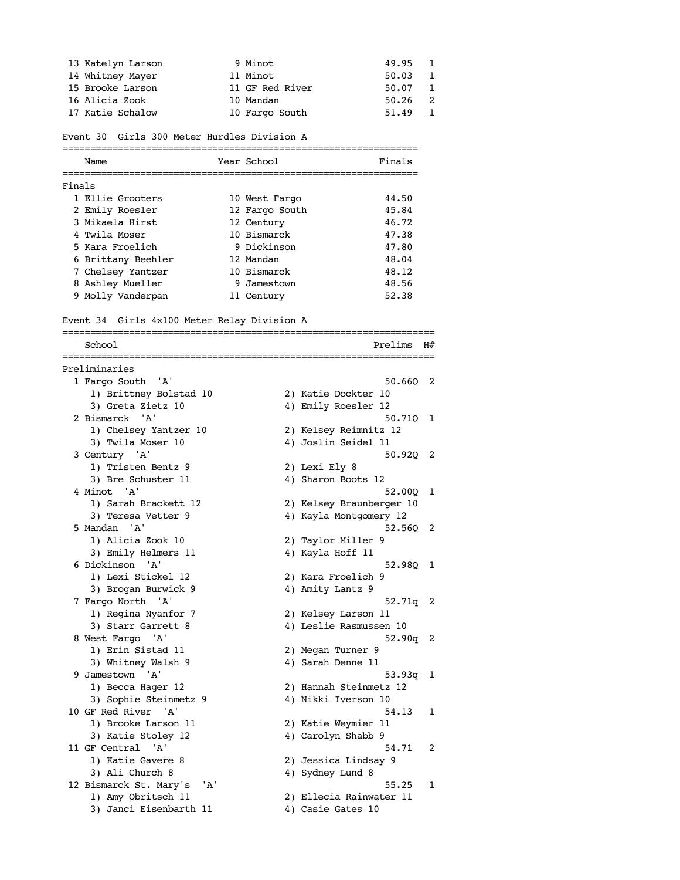| Place | Name | Year | School | Time | H# |
|---|---|---|---|---|---|
| 13 | Katelyn Larson | 9 | Minot | 49.95 | 1 |
| 14 | Whitney Mayer | 11 | Minot | 50.03 | 1 |
| 15 | Brooke Larson | 11 | GF Red River | 50.07 | 1 |
| 16 | Alicia Zook | 10 | Mandan | 50.26 | 2 |
| 17 | Katie Schalow | 10 | Fargo South | 51.49 | 1 |

### Event 30 Girls 300 Meter Hurdles Division A

**Finals**

| Place | Name | Year | School | Finals |
|---|---|---|---|---|
| 1 | Ellie Grooters | 10 | West Fargo | 44.50 |
| 2 | Emily Roesler | 12 | Fargo South | 45.84 |
| 3 | Mikaela Hirst | 12 | Century | 46.72 |
| 4 | Twila Moser | 10 | Bismarck | 47.38 |
| 5 | Kara Froelich | 9 | Dickinson | 47.80 |
| 6 | Brittany Beehler | 12 | Mandan | 48.04 |
| 7 | Chelsey Yantzer | 10 | Bismarck | 48.12 |
| 8 | Ashley Mueller | 9 | Jamestown | 48.56 |
| 9 | Molly Vanderpan | 11 | Century | 52.38 |

### Event 34 Girls 4x100 Meter Relay Division A

**Preliminaries**

| Place | School | Prelims | H# |
|---|---|---|---|
| 1 | Fargo South 'A' | 50.66Q | 2 |
| | 1) Brittney Bolstad 10, 2) Katie Dockter 10, 3) Greta Zietz 10, 4) Emily Roesler 12 | | |
| 2 | Bismarck 'A' | 50.71Q | 1 |
| | 1) Chelsey Yantzer 10, 2) Kelsey Reimnitz 12, 3) Twila Moser 10, 4) Joslin Seidel 11 | | |
| 3 | Century 'A' | 50.92Q | 2 |
| | 1) Tristen Bentz 9, 2) Lexi Ely 8, 3) Bre Schuster 11, 4) Sharon Boots 12 | | |
| 4 | Minot 'A' | 52.00Q | 1 |
| | 1) Sarah Brackett 12, 2) Kelsey Braunberger 10, 3) Teresa Vetter 9, 4) Kayla Montgomery 12 | | |
| 5 | Mandan 'A' | 52.56Q | 2 |
| | 1) Alicia Zook 10, 2) Taylor Miller 9, 3) Emily Helmers 11, 4) Kayla Hoff 11 | | |
| 6 | Dickinson 'A' | 52.98Q | 1 |
| | 1) Lexi Stickel 12, 2) Kara Froelich 9, 3) Brogan Burwick 9, 4) Amity Lantz 9 | | |
| 7 | Fargo North 'A' | 52.71q | 2 |
| | 1) Regina Nyanfor 7, 2) Kelsey Larson 11, 3) Starr Garrett 8, 4) Leslie Rasmussen 10 | | |
| 8 | West Fargo 'A' | 52.90q | 2 |
| | 1) Erin Sistad 11, 2) Megan Turner 9, 3) Whitney Walsh 9, 4) Sarah Denne 11 | | |
| 9 | Jamestown 'A' | 53.93q | 1 |
| | 1) Becca Hager 12, 2) Hannah Steinmetz 12, 3) Sophie Steinmetz 9, 4) Nikki Iverson 10 | | |
| 10 | GF Red River 'A' | 54.13 | 1 |
| | 1) Brooke Larson 11, 2) Katie Weymier 11, 3) Katie Stoley 12, 4) Carolyn Shabb 9 | | |
| 11 | GF Central 'A' | 54.71 | 2 |
| | 1) Katie Gavere 8, 2) Jessica Lindsay 9, 3) Ali Church 8, 4) Sydney Lund 8 | | |
| 12 | Bismarck St. Mary's 'A' | 55.25 | 1 |
| | 1) Amy Obritsch 11, 2) Ellecia Rainwater 11, 3) Janci Eisenbarth 11, 4) Casie Gates 10 | | |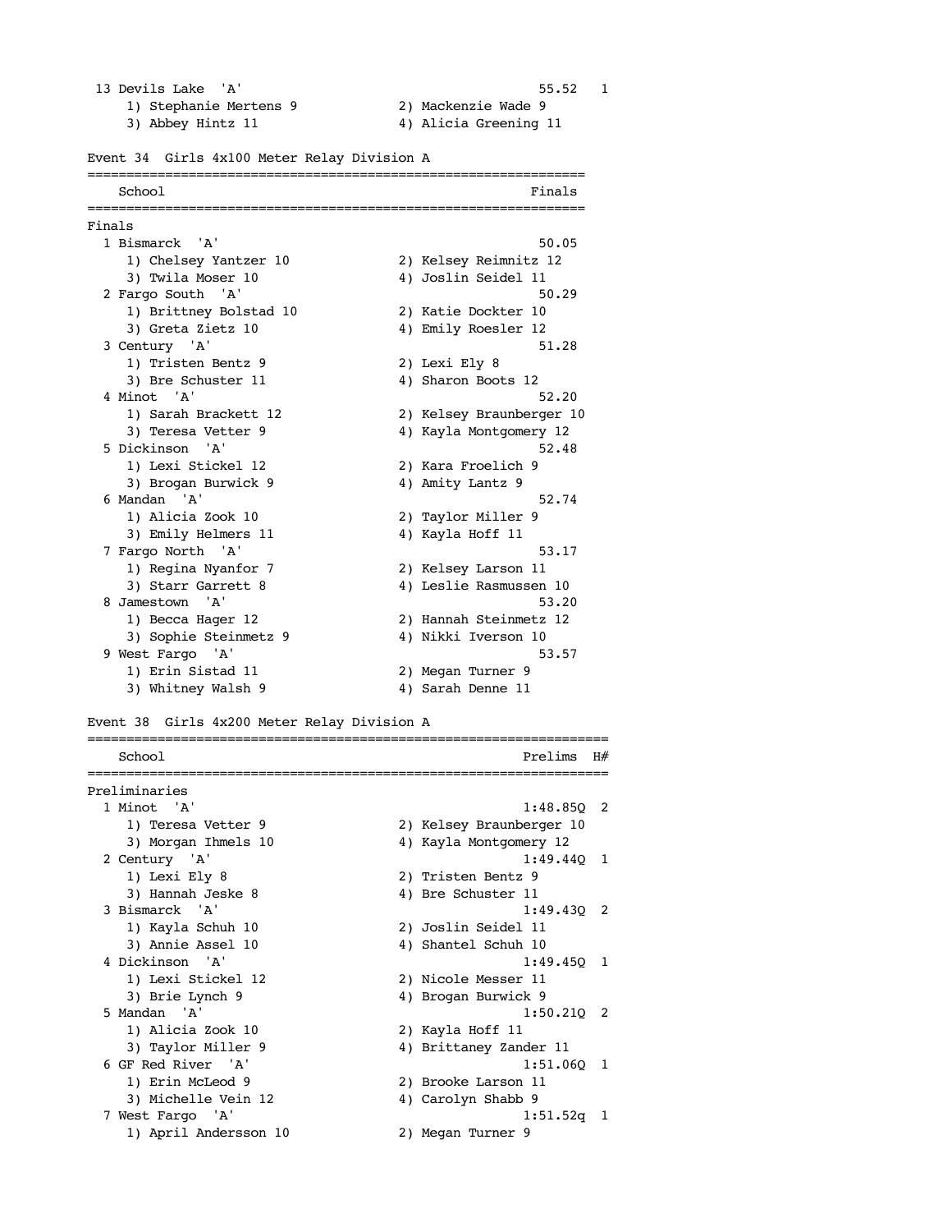```
 13 Devils Lake  'A'                                   55.52   1
     1) Stephanie Mertens 9            2) Mackenzie Wade 9
     3) Abbey Hintz 11                 4) Alicia Greening 11
```

Event 34  Girls 4x100 Meter Relay Division A

```
================================================================
    School                                               Finals
================================================================
Finals
  1 Bismarck  'A'                                        50.05
     1) Chelsey Yantzer 10             2) Kelsey Reimnitz 12
     3) Twila Moser 10                 4) Joslin Seidel 11
  2 Fargo South  'A'                                     50.29
     1) Brittney Bolstad 10            2) Katie Dockter 10
     3) Greta Zietz 10                 4) Emily Roesler 12
  3 Century  'A'                                         51.28
     1) Tristen Bentz 9                2) Lexi Ely 8
     3) Bre Schuster 11                4) Sharon Boots 12
  4 Minot  'A'                                           52.20
     1) Sarah Brackett 12              2) Kelsey Braunberger 10
     3) Teresa Vetter 9                4) Kayla Montgomery 12
  5 Dickinson  'A'                                       52.48
     1) Lexi Stickel 12                2) Kara Froelich 9
     3) Brogan Burwick 9               4) Amity Lantz 9
  6 Mandan  'A'                                          52.74
     1) Alicia Zook 10                 2) Taylor Miller 9
     3) Emily Helmers 11               4) Kayla Hoff 11
  7 Fargo North  'A'                                     53.17
     1) Regina Nyanfor 7               2) Kelsey Larson 11
     3) Starr Garrett 8                4) Leslie Rasmussen 10
  8 Jamestown  'A'                                       53.20
     1) Becca Hager 12                 2) Hannah Steinmetz 12
     3) Sophie Steinmetz 9             4) Nikki Iverson 10
  9 West Fargo  'A'                                      53.57
     1) Erin Sistad 11                 2) Megan Turner 9
     3) Whitney Walsh 9                4) Sarah Denne 11
```

Event 38  Girls 4x200 Meter Relay Division A

```
===================================================================
    School                                              Prelims  H#
===================================================================
Preliminaries
  1 Minot  'A'                                         1:48.85Q  2
     1) Teresa Vetter 9                2) Kelsey Braunberger 10
     3) Morgan Ihmels 10               4) Kayla Montgomery 12
  2 Century  'A'                                       1:49.44Q  1
     1) Lexi Ely 8                     2) Tristen Bentz 9
     3) Hannah Jeske 8                 4) Bre Schuster 11
  3 Bismarck  'A'                                      1:49.43Q  2
     1) Kayla Schuh 10                 2) Joslin Seidel 11
     3) Annie Assel 10                 4) Shantel Schuh 10
  4 Dickinson  'A'                                     1:49.45Q  1
     1) Lexi Stickel 12                2) Nicole Messer 11
     3) Brie Lynch 9                   4) Brogan Burwick 9
  5 Mandan  'A'                                        1:50.21Q  2
     1) Alicia Zook 10                 2) Kayla Hoff 11
     3) Taylor Miller 9                4) Brittaney Zander 11
  6 GF Red River  'A'                                  1:51.06Q  1
     1) Erin McLeod 9                  2) Brooke Larson 11
     3) Michelle Vein 12               4) Carolyn Shabb 9
  7 West Fargo  'A'                                    1:51.52q  1
     1) April Andersson 10             2) Megan Turner 9
```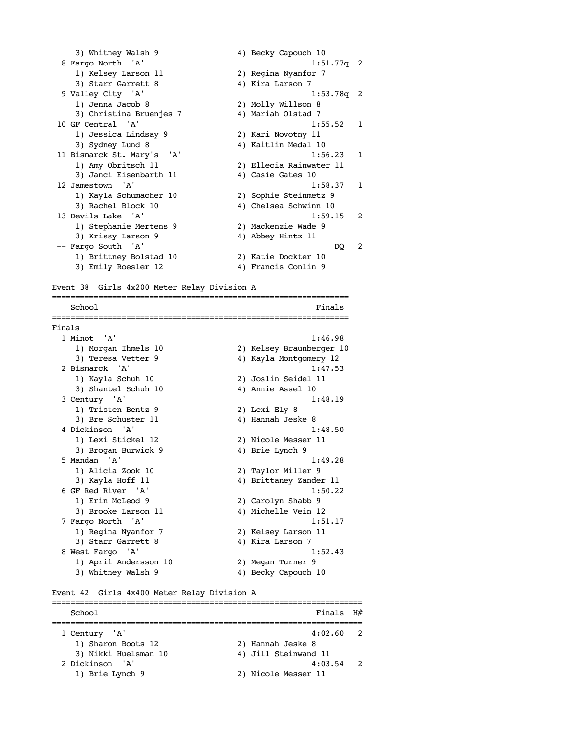```
     3) Whitney Walsh 9                4) Becky Capouch 10
  8 Fargo North  'A'                                   1:51.77q  2
     1) Kelsey Larson 11               2) Regina Nyanfor 7
     3) Starr Garrett 8                4) Kira Larson 7
  9 Valley City  'A'                                   1:53.78q  2
     1) Jenna Jacob 8                  2) Molly Willson 8
     3) Christina Bruenjes 7           4) Mariah Olstad 7
 10 GF Central  'A'                                    1:55.52   1
     1) Jessica Lindsay 9              2) Kari Novotny 11
     3) Sydney Lund 8                  4) Kaitlin Medal 10
 11 Bismarck St. Mary's  'A'                           1:56.23   1
     1) Amy Obritsch 11                2) Ellecia Rainwater 11
     3) Janci Eisenbarth 11            4) Casie Gates 10
 12 Jamestown  'A'                                     1:58.37   1
     1) Kayla Schumacher 10            2) Sophie Steinmetz 9
     3) Rachel Block 10                4) Chelsea Schwinn 10
 13 Devils Lake  'A'                                   1:59.15   2
     1) Stephanie Mertens 9            2) Mackenzie Wade 9
     3) Krissy Larson 9                4) Abbey Hintz 11
 -- Fargo South  'A'                                        DQ   2
     1) Brittney Bolstad 10            2) Katie Dockter 10
     3) Emily Roesler 12               4) Francis Conlin 9
```

Event 38  Girls 4x200 Meter Relay Division A

```
================================================================
    School                                               Finals
================================================================
Finals
  1 Minot  'A'                                          1:46.98
     1) Morgan Ihmels 10               2) Kelsey Braunberger 10
     3) Teresa Vetter 9                4) Kayla Montgomery 12
  2 Bismarck  'A'                                       1:47.53
     1) Kayla Schuh 10                 2) Joslin Seidel 11
     3) Shantel Schuh 10               4) Annie Assel 10
  3 Century  'A'                                        1:48.19
     1) Tristen Bentz 9                2) Lexi Ely 8
     3) Bre Schuster 11                4) Hannah Jeske 8
  4 Dickinson  'A'                                      1:48.50
     1) Lexi Stickel 12                2) Nicole Messer 11
     3) Brogan Burwick 9               4) Brie Lynch 9
  5 Mandan  'A'                                         1:49.28
     1) Alicia Zook 10                 2) Taylor Miller 9
     3) Kayla Hoff 11                  4) Brittaney Zander 11
  6 GF Red River  'A'                                   1:50.22
     1) Erin McLeod 9                  2) Carolyn Shabb 9
     3) Brooke Larson 11               4) Michelle Vein 12
  7 Fargo North  'A'                                    1:51.17
     1) Regina Nyanfor 7               2) Kelsey Larson 11
     3) Starr Garrett 8                4) Kira Larson 7
  8 West Fargo  'A'                                     1:52.43
     1) April Andersson 10             2) Megan Turner 9
     3) Whitney Walsh 9                4) Becky Capouch 10
```

Event 42  Girls 4x400 Meter Relay Division A

```
===================================================================
    School                                               Finals  H#
===================================================================
  1 Century  'A'                                        4:02.60   2
     1) Sharon Boots 12                2) Hannah Jeske 8
     3) Nikki Huelsman 10              4) Jill Steinwand 11
  2 Dickinson  'A'                                      4:03.54   2
     1) Brie Lynch 9                   2) Nicole Messer 11
```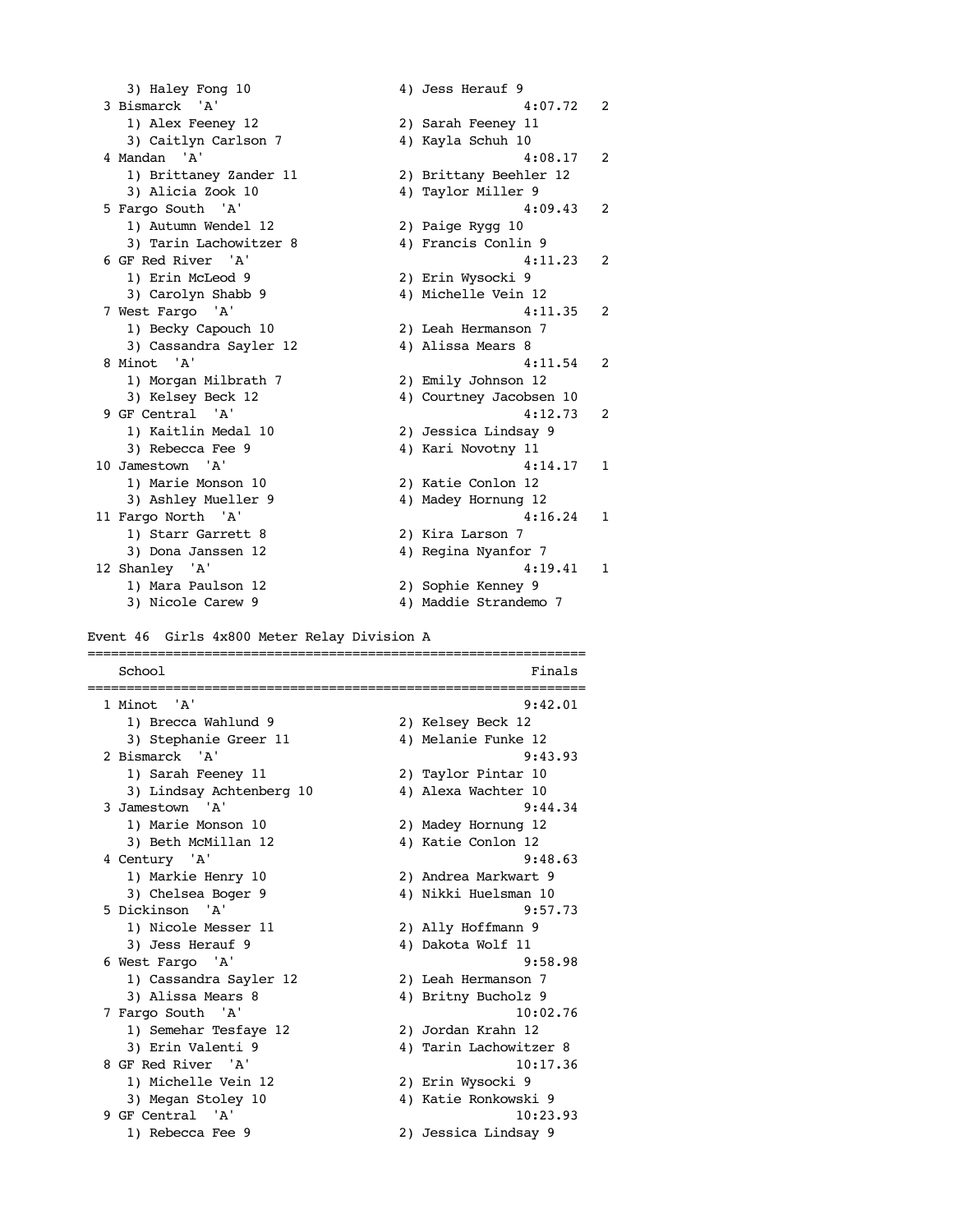```
    3) Haley Fong 10                 4) Jess Herauf 9
  3 Bismarck  'A'                                     4:07.72   2
    1) Alex Feeney 12                2) Sarah Feeney 11
    3) Caitlyn Carlson 7             4) Kayla Schuh 10
  4 Mandan  'A'                                       4:08.17   2
    1) Brittaney Zander 11           2) Brittany Beehler 12
    3) Alicia Zook 10                4) Taylor Miller 9
  5 Fargo South  'A'                                  4:09.43   2
    1) Autumn Wendel 12              2) Paige Rygg 10
    3) Tarin Lachowitzer 8           4) Francis Conlin 9
  6 GF Red River  'A'                                 4:11.23   2
    1) Erin McLeod 9                 2) Erin Wysocki 9
    3) Carolyn Shabb 9               4) Michelle Vein 12
  7 West Fargo  'A'                                   4:11.35   2
    1) Becky Capouch 10              2) Leah Hermanson 7
    3) Cassandra Sayler 12           4) Alissa Mears 8
  8 Minot  'A'                                        4:11.54   2
    1) Morgan Milbrath 7             2) Emily Johnson 12
    3) Kelsey Beck 12                4) Courtney Jacobsen 10
  9 GF Central  'A'                                   4:12.73   2
    1) Kaitlin Medal 10              2) Jessica Lindsay 9
    3) Rebecca Fee 9                 4) Kari Novotny 11
 10 Jamestown  'A'                                    4:14.17   1
    1) Marie Monson 10               2) Katie Conlon 12
    3) Ashley Mueller 9              4) Madey Hornung 12
 11 Fargo North  'A'                                  4:16.24   1
    1) Starr Garrett 8               2) Kira Larson 7
    3) Dona Janssen 12               4) Regina Nyanfor 7
 12 Shanley  'A'                                      4:19.41   1
    1) Mara Paulson 12               2) Sophie Kenney 9
    3) Nicole Carew 9                4) Maddie Strandemo 7
```

Event 46  Girls 4x800 Meter Relay Division A

```
================================================================
    School                                                Finals
================================================================
  1 Minot  'A'                                           9:42.01
    1) Brecca Wahlund 9              2) Kelsey Beck 12
    3) Stephanie Greer 11            4) Melanie Funke 12
  2 Bismarck  'A'                                        9:43.93
    1) Sarah Feeney 11               2) Taylor Pintar 10
    3) Lindsay Achtenberg 10         4) Alexa Wachter 10
  3 Jamestown  'A'                                       9:44.34
    1) Marie Monson 10               2) Madey Hornung 12
    3) Beth McMillan 12              4) Katie Conlon 12
  4 Century  'A'                                         9:48.63
    1) Markie Henry 10               2) Andrea Markwart 9
    3) Chelsea Boger 9               4) Nikki Huelsman 10
  5 Dickinson  'A'                                       9:57.73
    1) Nicole Messer 11              2) Ally Hoffmann 9
    3) Jess Herauf 9                 4) Dakota Wolf 11
  6 West Fargo  'A'                                      9:58.98
    1) Cassandra Sayler 12           2) Leah Hermanson 7
    3) Alissa Mears 8                4) Britny Bucholz 9
  7 Fargo South  'A'                                    10:02.76
    1) Semehar Tesfaye 12            2) Jordan Krahn 12
    3) Erin Valenti 9                4) Tarin Lachowitzer 8
  8 GF Red River  'A'                                   10:17.36
    1) Michelle Vein 12              2) Erin Wysocki 9
    3) Megan Stoley 10               4) Katie Ronkowski 9
  9 GF Central  'A'                                     10:23.93
    1) Rebecca Fee 9                 2) Jessica Lindsay 9
```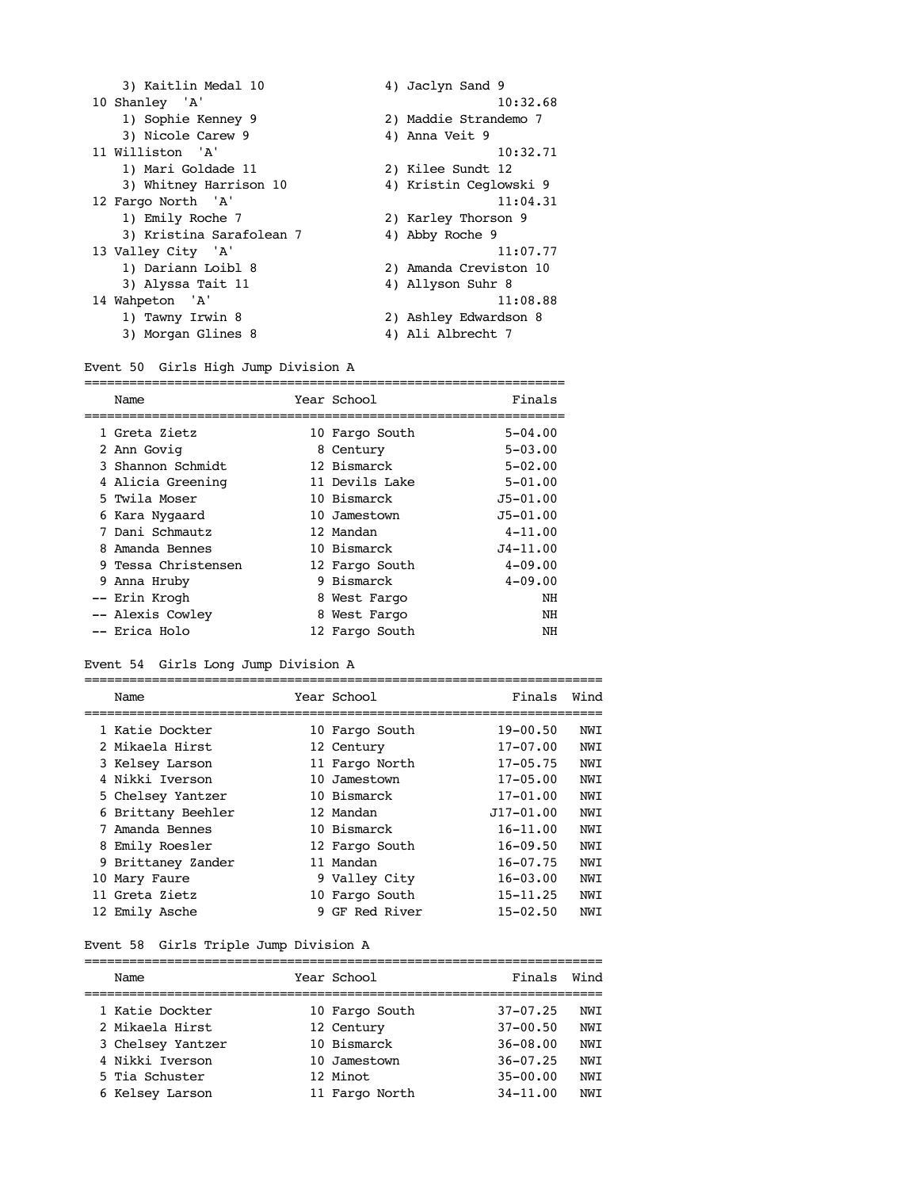3) Kaitlin Medal 10 — 4) Jaclyn Sand 9

10 Shanley 'A' — 10:32.68
1) Sophie Kenney 9 — 2) Maddie Strandemo 7
3) Nicole Carew 9 — 4) Anna Veit 9

11 Williston 'A' — 10:32.71
1) Mari Goldade 11 — 2) Kilee Sundt 12
3) Whitney Harrison 10 — 4) Kristin Ceglowski 9

12 Fargo North 'A' — 11:04.31
1) Emily Roche 7 — 2) Karley Thorson 9
3) Kristina Sarafolean 7 — 4) Abby Roche 9

13 Valley City 'A' — 11:07.77
1) Dariann Loibl 8 — 2) Amanda Creviston 10
3) Alyssa Tait 11 — 4) Allyson Suhr 8

14 Wahpeton 'A' — 11:08.88
1) Tawny Irwin 8 — 2) Ashley Edwardson 8
3) Morgan Glines 8 — 4) Ali Albrecht 7

### Event 50 Girls High Jump Division A

| | Name | Year | School | Finals |
|---|---|---|---|---|
| 1 | Greta Zietz | 10 | Fargo South | 5-04.00 |
| 2 | Ann Govig | 8 | Century | 5-03.00 |
| 3 | Shannon Schmidt | 12 | Bismarck | 5-02.00 |
| 4 | Alicia Greening | 11 | Devils Lake | 5-01.00 |
| 5 | Twila Moser | 10 | Bismarck | J5-01.00 |
| 6 | Kara Nygaard | 10 | Jamestown | J5-01.00 |
| 7 | Dani Schmautz | 12 | Mandan | 4-11.00 |
| 8 | Amanda Bennes | 10 | Bismarck | J4-11.00 |
| 9 | Tessa Christensen | 12 | Fargo South | 4-09.00 |
| 9 | Anna Hruby | 9 | Bismarck | 4-09.00 |
| -- | Erin Krogh | 8 | West Fargo | NH |
| -- | Alexis Cowley | 8 | West Fargo | NH |
| -- | Erica Holo | 12 | Fargo South | NH |

### Event 54 Girls Long Jump Division A

| | Name | Year | School | Finals | Wind |
|---|---|---|---|---|---|
| 1 | Katie Dockter | 10 | Fargo South | 19-00.50 | NWI |
| 2 | Mikaela Hirst | 12 | Century | 17-07.00 | NWI |
| 3 | Kelsey Larson | 11 | Fargo North | 17-05.75 | NWI |
| 4 | Nikki Iverson | 10 | Jamestown | 17-05.00 | NWI |
| 5 | Chelsey Yantzer | 10 | Bismarck | 17-01.00 | NWI |
| 6 | Brittany Beehler | 12 | Mandan | J17-01.00 | NWI |
| 7 | Amanda Bennes | 10 | Bismarck | 16-11.00 | NWI |
| 8 | Emily Roesler | 12 | Fargo South | 16-09.50 | NWI |
| 9 | Brittaney Zander | 11 | Mandan | 16-07.75 | NWI |
| 10 | Mary Faure | 9 | Valley City | 16-03.00 | NWI |
| 11 | Greta Zietz | 10 | Fargo South | 15-11.25 | NWI |
| 12 | Emily Asche | 9 | GF Red River | 15-02.50 | NWI |

### Event 58 Girls Triple Jump Division A

| | Name | Year | School | Finals | Wind |
|---|---|---|---|---|---|
| 1 | Katie Dockter | 10 | Fargo South | 37-07.25 | NWI |
| 2 | Mikaela Hirst | 12 | Century | 37-00.50 | NWI |
| 3 | Chelsey Yantzer | 10 | Bismarck | 36-08.00 | NWI |
| 4 | Nikki Iverson | 10 | Jamestown | 36-07.25 | NWI |
| 5 | Tia Schuster | 12 | Minot | 35-00.00 | NWI |
| 6 | Kelsey Larson | 11 | Fargo North | 34-11.00 | NWI |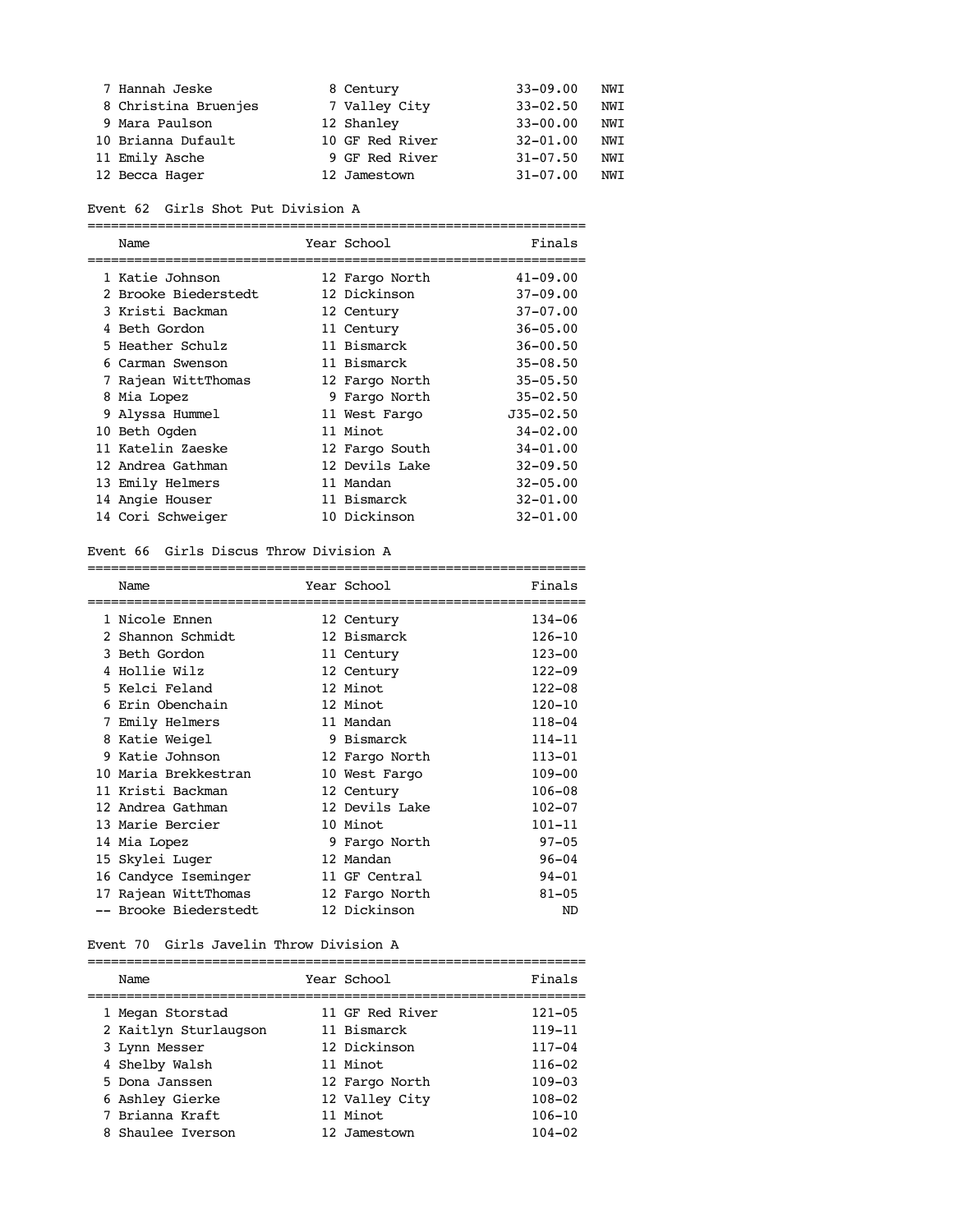| | Name | Year | School | Finals | |
|---|---|---|---|---|---|
| 7 | Hannah Jeske | 8 | Century | 33-09.00 | NWI |
| 8 | Christina Bruenjes | 7 | Valley City | 33-02.50 | NWI |
| 9 | Mara Paulson | 12 | Shanley | 33-00.00 | NWI |
| 10 | Brianna Dufault | 10 | GF Red River | 32-01.00 | NWI |
| 11 | Emily Asche | 9 | GF Red River | 31-07.50 | NWI |
| 12 | Becca Hager | 12 | Jamestown | 31-07.00 | NWI |

## Event 62 Girls Shot Put Division A

| | Name | Year | School | Finals |
|---|---|---|---|---|
| 1 | Katie Johnson | 12 | Fargo North | 41-09.00 |
| 2 | Brooke Biederstedt | 12 | Dickinson | 37-09.00 |
| 3 | Kristi Backman | 12 | Century | 37-07.00 |
| 4 | Beth Gordon | 11 | Century | 36-05.00 |
| 5 | Heather Schulz | 11 | Bismarck | 36-00.50 |
| 6 | Carman Swenson | 11 | Bismarck | 35-08.50 |
| 7 | Rajean WittThomas | 12 | Fargo North | 35-05.50 |
| 8 | Mia Lopez | 9 | Fargo North | 35-02.50 |
| 9 | Alyssa Hummel | 11 | West Fargo | J35-02.50 |
| 10 | Beth Ogden | 11 | Minot | 34-02.00 |
| 11 | Katelin Zaeske | 12 | Fargo South | 34-01.00 |
| 12 | Andrea Gathman | 12 | Devils Lake | 32-09.50 |
| 13 | Emily Helmers | 11 | Mandan | 32-05.00 |
| 14 | Angie Houser | 11 | Bismarck | 32-01.00 |
| 14 | Cori Schweiger | 10 | Dickinson | 32-01.00 |

## Event 66 Girls Discus Throw Division A

| | Name | Year | School | Finals |
|---|---|---|---|---|
| 1 | Nicole Ennen | 12 | Century | 134-06 |
| 2 | Shannon Schmidt | 12 | Bismarck | 126-10 |
| 3 | Beth Gordon | 11 | Century | 123-00 |
| 4 | Hollie Wilz | 12 | Century | 122-09 |
| 5 | Kelci Feland | 12 | Minot | 122-08 |
| 6 | Erin Obenchain | 12 | Minot | 120-10 |
| 7 | Emily Helmers | 11 | Mandan | 118-04 |
| 8 | Katie Weigel | 9 | Bismarck | 114-11 |
| 9 | Katie Johnson | 12 | Fargo North | 113-01 |
| 10 | Maria Brekkestran | 10 | West Fargo | 109-00 |
| 11 | Kristi Backman | 12 | Century | 106-08 |
| 12 | Andrea Gathman | 12 | Devils Lake | 102-07 |
| 13 | Marie Bercier | 10 | Minot | 101-11 |
| 14 | Mia Lopez | 9 | Fargo North | 97-05 |
| 15 | Skylei Luger | 12 | Mandan | 96-04 |
| 16 | Candyce Iseminger | 11 | GF Central | 94-01 |
| 17 | Rajean WittThomas | 12 | Fargo North | 81-05 |
| -- | Brooke Biederstedt | 12 | Dickinson | ND |

## Event 70 Girls Javelin Throw Division A

| | Name | Year | School | Finals |
|---|---|---|---|---|
| 1 | Megan Storstad | 11 | GF Red River | 121-05 |
| 2 | Kaitlyn Sturlaugson | 11 | Bismarck | 119-11 |
| 3 | Lynn Messer | 12 | Dickinson | 117-04 |
| 4 | Shelby Walsh | 11 | Minot | 116-02 |
| 5 | Dona Janssen | 12 | Fargo North | 109-03 |
| 6 | Ashley Gierke | 12 | Valley City | 108-02 |
| 7 | Brianna Kraft | 11 | Minot | 106-10 |
| 8 | Shaulee Iverson | 12 | Jamestown | 104-02 |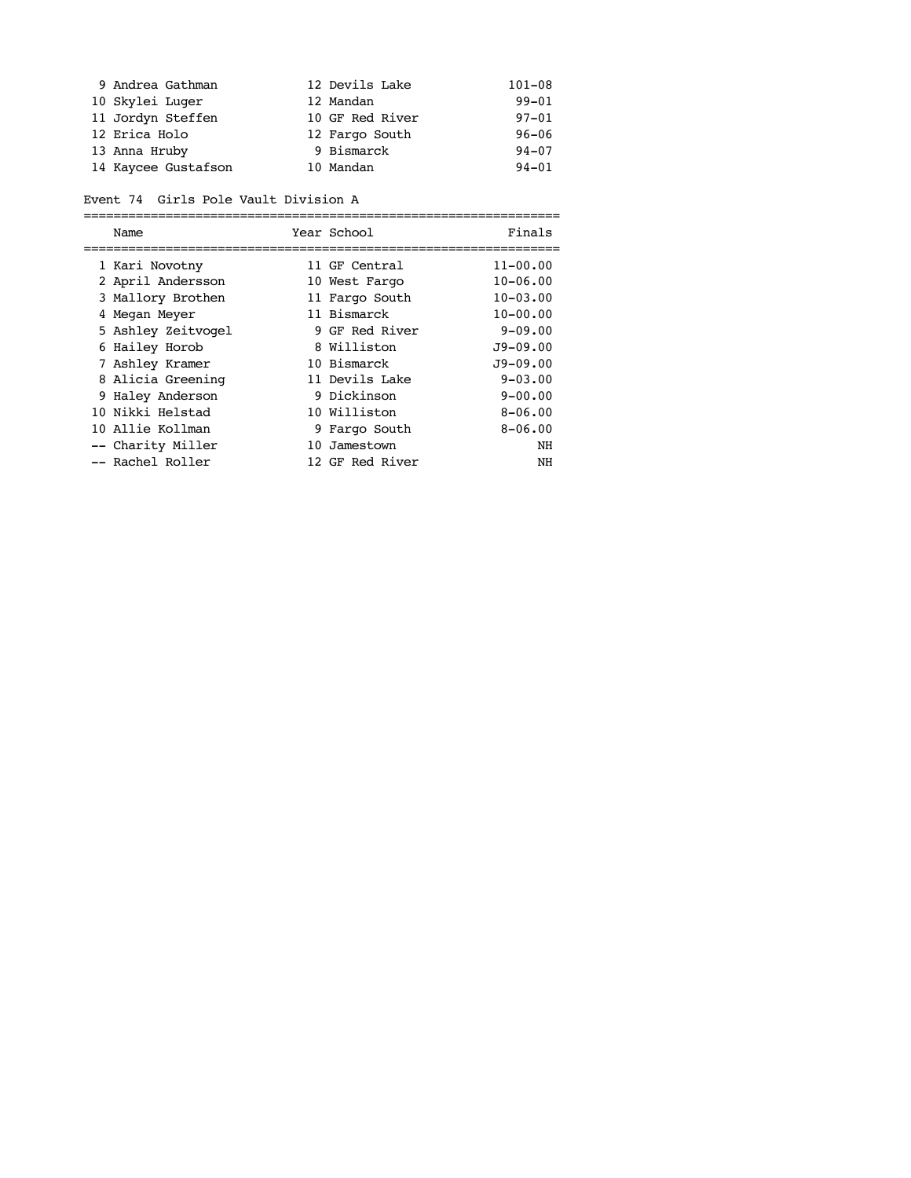| | | | | |
|---|---|---|---|---|
| 9 | Andrea Gathman | 12 | Devils Lake | 101-08 |
| 10 | Skylei Luger | 12 | Mandan | 99-01 |
| 11 | Jordyn Steffen | 10 | GF Red River | 97-01 |
| 12 | Erica Holo | 12 | Fargo South | 96-06 |
| 13 | Anna Hruby | 9 | Bismarck | 94-07 |
| 14 | Kaycee Gustafson | 10 | Mandan | 94-01 |

Event 74 Girls Pole Vault Division A

| | Name | Year | School | Finals |
|---|---|---|---|---|
| 1 | Kari Novotny | 11 | GF Central | 11-00.00 |
| 2 | April Andersson | 10 | West Fargo | 10-06.00 |
| 3 | Mallory Brothen | 11 | Fargo South | 10-03.00 |
| 4 | Megan Meyer | 11 | Bismarck | 10-00.00 |
| 5 | Ashley Zeitvogel | 9 | GF Red River | 9-09.00 |
| 6 | Hailey Horob | 8 | Williston | J9-09.00 |
| 7 | Ashley Kramer | 10 | Bismarck | J9-09.00 |
| 8 | Alicia Greening | 11 | Devils Lake | 9-03.00 |
| 9 | Haley Anderson | 9 | Dickinson | 9-00.00 |
| 10 | Nikki Helstad | 10 | Williston | 8-06.00 |
| 10 | Allie Kollman | 9 | Fargo South | 8-06.00 |
| -- | Charity Miller | 10 | Jamestown | NH |
| -- | Rachel Roller | 12 | GF Red River | NH |